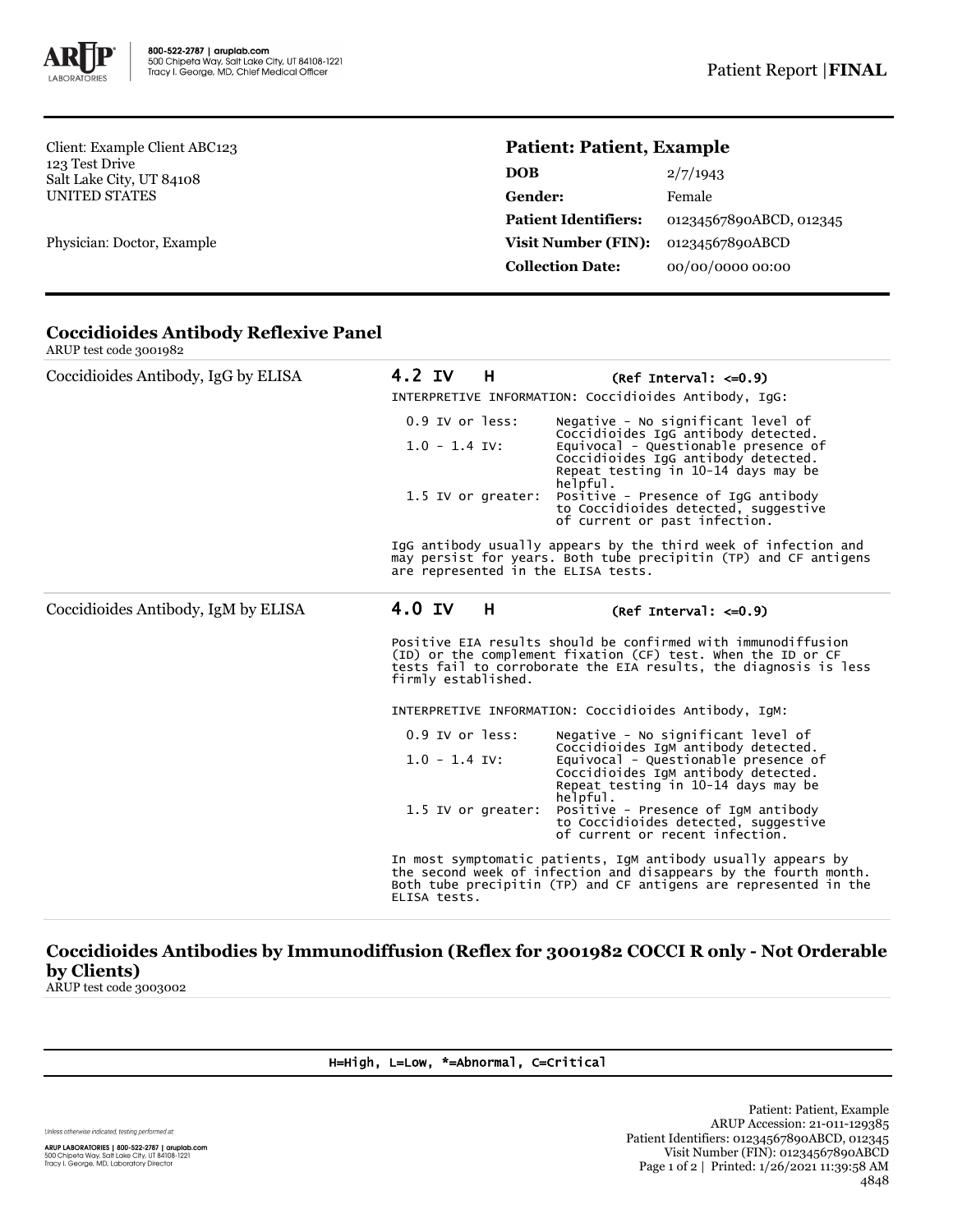800-522-2787 | aruplab.com
500 Chipeta Way, Salt Lake City, UT 84108-1221
Tracy I. George, MD, Chief Medical Officer

Patient Report | **FINAL**

Client: Example Client ABC123
123 Test Drive
Salt Lake City, UT 84108
UNITED STATES

Physician: Doctor, Example

**Patient: Patient, Example**

| | |
|---|---|
| **DOB** | 2/7/1943 |
| **Gender:** | Female |
| **Patient Identifiers:** | 01234567890ABCD, 012345 |
| **Visit Number (FIN):** | 01234567890ABCD |
| **Collection Date:** | 00/00/0000 00:00 |

## Coccidioides Antibody Reflexive Panel

ARUP test code 3001982

**Coccidioides Antibody, IgG by ELISA** — **4.2 IV H** (Ref Interval: <=0.9)

INTERPRETIVE INFORMATION: Coccidioides Antibody, IgG:

| | |
|---|---|
| 0.9 IV or less: | Negative - No significant level of Coccidioides IgG antibody detected. |
| 1.0 - 1.4 IV: | Equivocal - Questionable presence of Coccidioides IgG antibody detected. Repeat testing in 10-14 days may be helpful. |
| 1.5 IV or greater: | Positive - Presence of IgG antibody to Coccidioides detected, suggestive of current or past infection. |

IgG antibody usually appears by the third week of infection and may persist for years. Both tube precipitin (TP) and CF antigens are represented in the ELISA tests.

**Coccidioides Antibody, IgM by ELISA** — **4.0 IV H** (Ref Interval: <=0.9)

Positive EIA results should be confirmed with immunodiffusion (ID) or the complement fixation (CF) test. When the ID or CF tests fail to corroborate the EIA results, the diagnosis is less firmly established.

INTERPRETIVE INFORMATION: Coccidioides Antibody, IgM:

| | |
|---|---|
| 0.9 IV or less: | Negative - No significant level of Coccidioides IgM antibody detected. |
| 1.0 - 1.4 IV: | Equivocal - Questionable presence of Coccidioides IgM antibody detected. Repeat testing in 10-14 days may be helpful. |
| 1.5 IV or greater: | Positive - Presence of IgM antibody to Coccidioides detected, suggestive of current or recent infection. |

In most symptomatic patients, IgM antibody usually appears by the second week of infection and disappears by the fourth month. Both tube precipitin (TP) and CF antigens are represented in the ELISA tests.

## Coccidioides Antibodies by Immunodiffusion (Reflex for 3001982 COCCI R only - Not Orderable by Clients)

ARUP test code 3003002

H=High, L=Low, *=Abnormal, C=Critical

Unless otherwise indicated, testing performed at:

ARUP LABORATORIES | 800-522-2787 | aruplab.com
500 Chipeta Way, Salt Lake City, UT 84108-1221
Tracy I. George, MD, Laboratory Director

Patient: Patient, Example
ARUP Accession: 21-011-129385
Patient Identifiers: 01234567890ABCD, 012345
Visit Number (FIN): 01234567890ABCD
Printed: 1/26/2021 11:39:58 AM
4848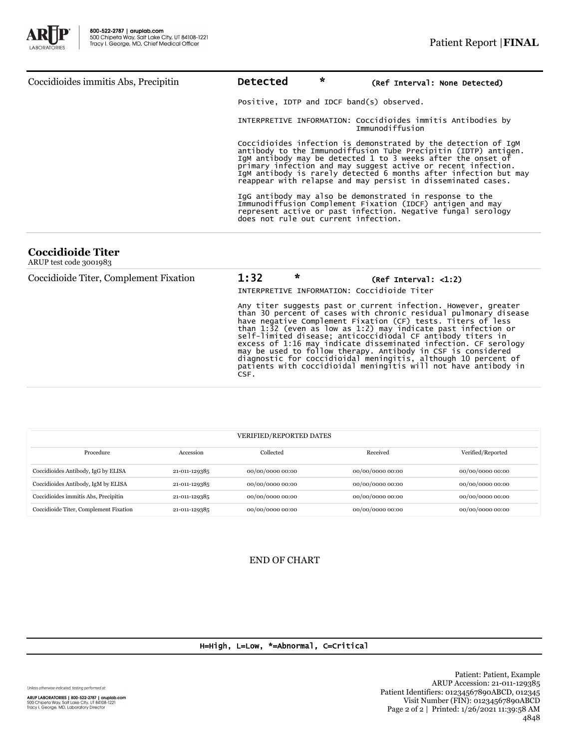| | | |
|---|---|---|
| Coccidioides immitis Abs, Precipitin | **Detected** * | (Ref Interval: None Detected) |

Positive, IDTP and IDCF band(s) observed.

INTERPRETIVE INFORMATION: Coccidioides immitis Antibodies by Immunodiffusion

Coccidioides infection is demonstrated by the detection of IgM antibody to the Immunodiffusion Tube Precipitin (IDTP) antigen. IgM antibody may be detected 1 to 3 weeks after the onset of primary infection and may suggest active or recent infection. IgM antibody is rarely detected 6 months after infection but may reappear with relapse and may persist in disseminated cases.

IgG antibody may also be demonstrated in response to the Immunodiffusion Complement Fixation (IDCF) antigen and may represent active or past infection. Negative fungal serology does not rule out current infection.

## Coccidioide Titer

ARUP test code 3001983

| | | |
|---|---|---|
| Coccidioide Titer, Complement Fixation | **1:32** * | (Ref Interval: <1:2) |

INTERPRETIVE INFORMATION: Coccidioide Titer

Any titer suggests past or current infection. However, greater than 30 percent of cases with chronic residual pulmonary disease have negative Complement Fixation (CF) tests. Titers of less than 1:32 (even as low as 1:2) may indicate past infection or self-limited disease; anticoccidiodal CF antibody titers in excess of 1:16 may indicate disseminated infection. CF serology may be used to follow therapy. Antibody in CSF is considered diagnostic for coccidioidal meningitis, although 10 percent of patients with coccidioidal meningitis will not have antibody in CSF.

VERIFIED/REPORTED DATES

| Procedure | Accession | Collected | Received | Verified/Reported |
|---|---|---|---|---|
| Coccidioides Antibody, IgG by ELISA | 21-011-129385 | 00/00/0000 00:00 | 00/00/0000 00:00 | 00/00/0000 00:00 |
| Coccidioides Antibody, IgM by ELISA | 21-011-129385 | 00/00/0000 00:00 | 00/00/0000 00:00 | 00/00/0000 00:00 |
| Coccidioides immitis Abs, Precipitin | 21-011-129385 | 00/00/0000 00:00 | 00/00/0000 00:00 | 00/00/0000 00:00 |
| Coccidioide Titer, Complement Fixation | 21-011-129385 | 00/00/0000 00:00 | 00/00/0000 00:00 | 00/00/0000 00:00 |

END OF CHART

H=High, L=Low, *=Abnormal, C=Critical